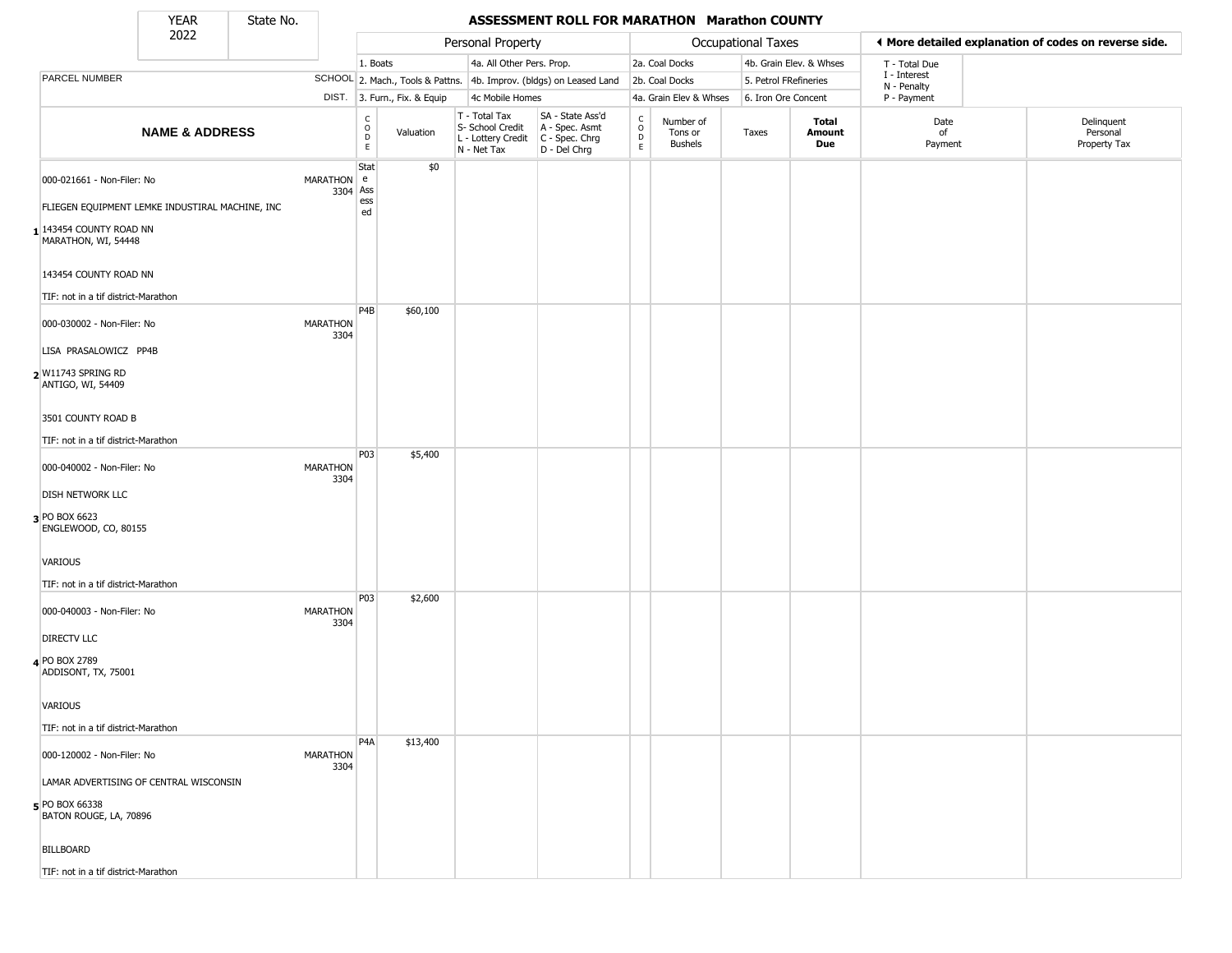# ASSESSMENT ROLL FOR MARATHON Marathon COUNTY

| YEAR | State No. |
|---|---|
| 2022 | |

**Personal Property**
1. Boats
2. Mach., Tools & Pattns.
3. Furn., Fix. & Equip
4a. All Other Pers. Prop.
4b. Improv. (bldgs) on Leased Land
4c Mobile Homes

**Occupational Taxes**
2a. Coal Docks
2b. Coal Docks
4a. Grain Elev & Whses
4b. Grain Elev. & Whses
5. Petrol FRefineries
6. Iron Ore Concent

◀ More detailed explanation of codes on reverse side.

T - Total Due
I - Interest
N - Penalty
P - Payment

| | PARCEL NUMBER / NAME & ADDRESS | SCHOOL DIST. | CODE | Valuation | T - Total Tax S- School Credit L - Lottery Credit N - Net Tax | SA - State Ass'd A - Spec. Asmt C - Spec. Chrg D - Del Chrg | CODE | Number of Tons or Bushels | Taxes | Total Amount Due | Date of Payment | Delinquent Personal Property Tax |
|---|---|---|---|---|---|---|---|---|---|---|---|---|
| 1 | 000-021661 - Non-Filer: No<br>FLIEGEN EQUIPMENT LEMKE INDUSTIRAL MACHINE, INC<br>143454 COUNTY ROAD NN<br>MARATHON, WI, 54448<br>143454 COUNTY ROAD NN<br>TIF: not in a tif district-Marathon | MARATHON 3304 | State Assessed | $0 | | | | | | | | |
| 2 | 000-030002 - Non-Filer: No<br>LISA PRASALOWICZ PP4B<br>W11743 SPRING RD<br>ANTIGO, WI, 54409<br>3501 COUNTY ROAD B<br>TIF: not in a tif district-Marathon | MARATHON 3304 | P4B | $60,100 | | | | | | | | |
| 3 | 000-040002 - Non-Filer: No<br>DISH NETWORK LLC<br>PO BOX 6623<br>ENGLEWOOD, CO, 80155<br>VARIOUS<br>TIF: not in a tif district-Marathon | MARATHON 3304 | P03 | $5,400 | | | | | | | | |
| 4 | 000-040003 - Non-Filer: No<br>DIRECTV LLC<br>PO BOX 2789<br>ADDISONT, TX, 75001<br>VARIOUS<br>TIF: not in a tif district-Marathon | MARATHON 3304 | P03 | $2,600 | | | | | | | | |
| 5 | 000-120002 - Non-Filer: No<br>LAMAR ADVERTISING OF CENTRAL WISCONSIN<br>PO BOX 66338<br>BATON ROUGE, LA, 70896<br>BILLBOARD<br>TIF: not in a tif district-Marathon | MARATHON 3304 | P4A | $13,400 | | | | | | | | |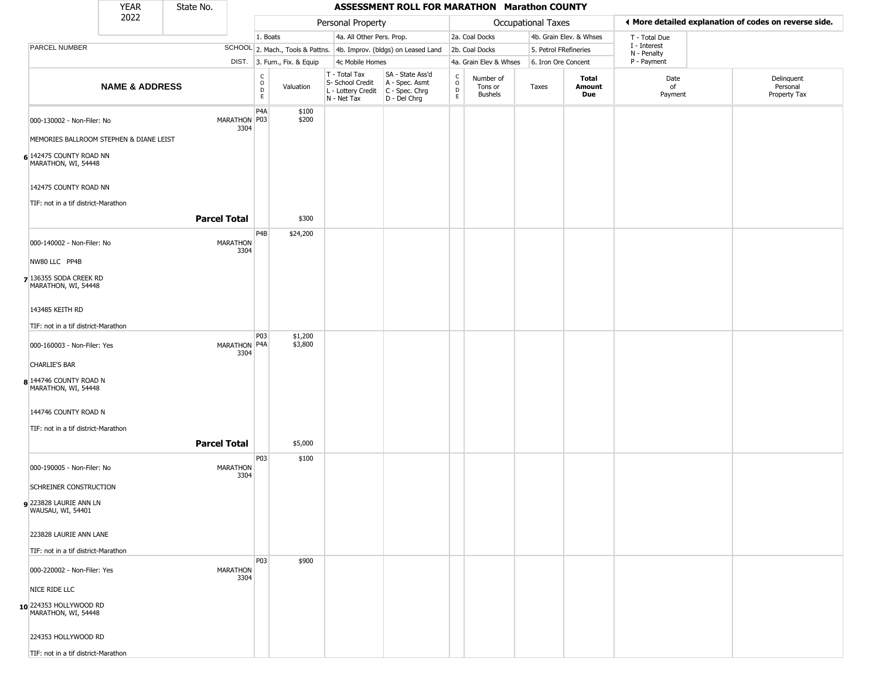# ASSESSMENT ROLL FOR MARATHON Marathon COUNTY

YEAR 2022 | State No.

| PARCEL NUMBER / NAME & ADDRESS | SCHOOL DIST. | CODE | Valuation | T - Total Tax / S- School Credit / L - Lottery Credit / N - Net Tax | SA - State Ass'd / A - Spec. Asmt / C - Spec. Chrg / D - Del Chrg | CODE | Number of Tons or Bushels | Taxes | Total Amount Due | Date of Payment | Delinquent Personal Property Tax |
|---|---|---|---|---|---|---|---|---|---|---|---|
| Personal Property: 1. Boats; 2. Mach., Tools & Pattns.; 3. Furn., Fix. & Equip; 4a. All Other Pers. Prop.; 4b. Improv. (bldgs) on Leased Land; 4c Mobile Homes | | | | | | Occupational Taxes: 2a. Coal Docks; 2b. Coal Docks; 4a. Grain Elev & Whses; 4b. Grain Elev. & Whses; 5. Petrol FRefineries; 6. Iron Ore Concent | | | | T - Total Due; I - Interest; N - Penalty; P - Payment | ◄ More detailed explanation of codes on reverse side. |
| 6 000-130002 - Non-Filer: No<br>MEMORIES BALLROOM STEPHEN & DIANE LEIST<br>142475 COUNTY ROAD NN<br>MARATHON, WI, 54448<br>142475 COUNTY ROAD NN<br>TIF: not in a tif district-Marathon | MARATHON 3304 | P4A<br>P03 | $100<br>$200 | | | | | | | | |
| **Parcel Total** | | | $300 | | | | | | | | |
| 7 000-140002 - Non-Filer: No<br>NW80 LLC PP4B<br>136355 SODA CREEK RD<br>MARATHON, WI, 54448<br>143485 KEITH RD<br>TIF: not in a tif district-Marathon | MARATHON 3304 | P4B | $24,200 | | | | | | | | |
| 8 000-160003 - Non-Filer: Yes<br>CHARLIE'S BAR<br>144746 COUNTY ROAD N<br>MARATHON, WI, 54448<br>144746 COUNTY ROAD N<br>TIF: not in a tif district-Marathon | MARATHON 3304 | P03<br>P4A | $1,200<br>$3,800 | | | | | | | | |
| **Parcel Total** | | | $5,000 | | | | | | | | |
| 9 000-190005 - Non-Filer: No<br>SCHREINER CONSTRUCTION<br>223828 LAURIE ANN LN<br>WAUSAU, WI, 54401<br>223828 LAURIE ANN LANE<br>TIF: not in a tif district-Marathon | MARATHON 3304 | P03 | $100 | | | | | | | | |
| 10 000-220002 - Non-Filer: Yes<br>NICE RIDE LLC<br>224353 HOLLYWOOD RD<br>MARATHON, WI, 54448<br>224353 HOLLYWOOD RD<br>TIF: not in a tif district-Marathon | MARATHON 3304 | P03 | $900 | | | | | | | | |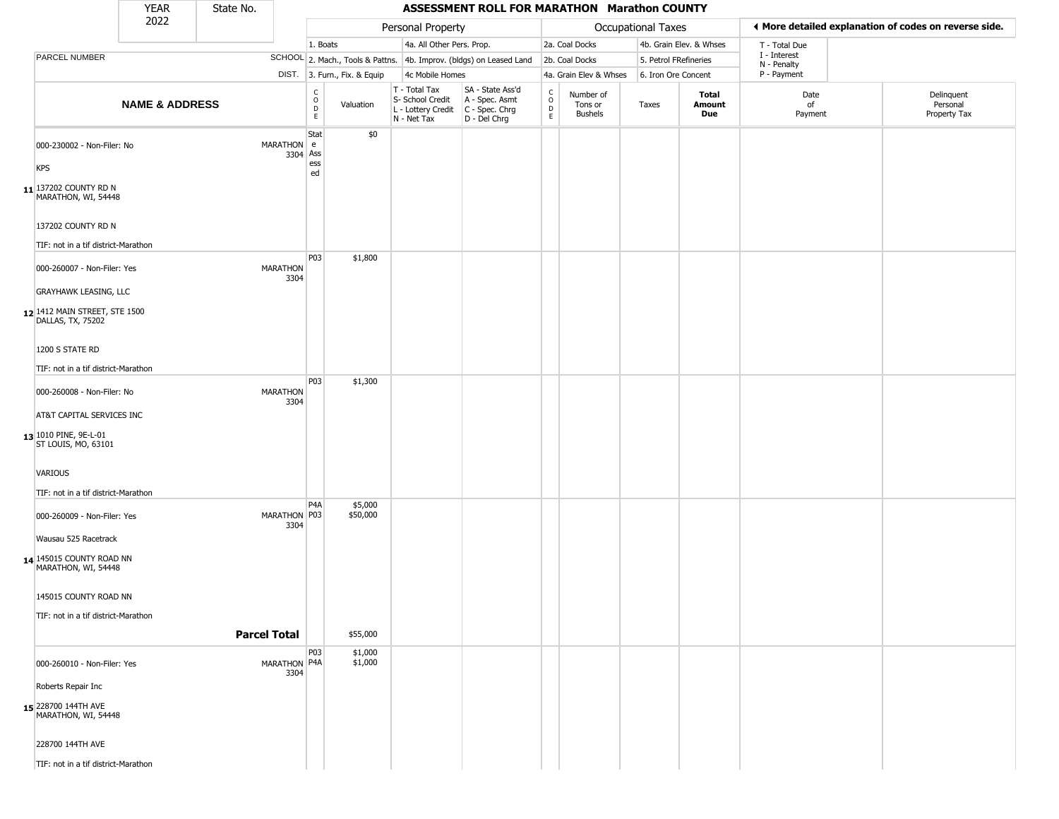| YEAR | State No. | | ASSESSMENT ROLL FOR MARATHON Marathon COUNTY | | | | | | | | | |
|---|---|---|---|---|---|---|---|---|---|---|---|---|
| 2022 | | | | | | | | | | | | |

| | | Personal Property | | | | Occupational Taxes | | | | ◀ More detailed explanation of codes on reverse side. | |
|---|---|---|---|---|---|---|---|---|---|---|---|
| | | 1. Boats | | 4a. All Other Pers. Prop. | | 2a. Coal Docks | | 4b. Grain Elev. & Whses | | T - Total Due | |
| PARCEL NUMBER | SCHOOL | 2. Mach., Tools & Pattns. | | 4b. Improv. (bldgs) on Leased Land | | 2b. Coal Docks | | 5. Petrol FRefineries | | I - Interest<br>N - Penalty | |
| | DIST. | 3. Furn., Fix. & Equip | | 4c Mobile Homes | | 4a. Grain Elev & Whses | | 6. Iron Ore Concent | | P - Payment | |

| NAME & ADDRESS | | CODE | Valuation | T - Total Tax<br>S- School Credit<br>L - Lottery Credit<br>N - Net Tax | SA - State Ass'd<br>A - Spec. Asmt<br>C - Spec. Chrg<br>D - Del Chrg | CODE | Number of Tons or Bushels | Taxes | Total Amount Due | Date of Payment | Delinquent Personal Property Tax |
|---|---|---|---|---|---|---|---|---|---|---|---|
| **11** 000-230002 - Non-Filer: No<br>KPS<br>137202 COUNTY RD N<br>MARATHON, WI, 54448<br>137202 COUNTY RD N<br>TIF: not in a tif district-Marathon | MARATHON 3304 | State Assessed | $0 | | | | | | | | |
| **12** 000-260007 - Non-Filer: Yes<br>GRAYHAWK LEASING, LLC<br>1412 MAIN STREET, STE 1500<br>DALLAS, TX, 75202<br>1200 S STATE RD<br>TIF: not in a tif district-Marathon | MARATHON 3304 | P03 | $1,800 | | | | | | | | |
| **13** 000-260008 - Non-Filer: No<br>AT&T CAPITAL SERVICES INC<br>1010 PINE, 9E-L-01<br>ST LOUIS, MO, 63101<br>VARIOUS<br>TIF: not in a tif district-Marathon | MARATHON 3304 | P03 | $1,300 | | | | | | | | |
| **14** 000-260009 - Non-Filer: Yes<br>Wausau 525 Racetrack<br>145015 COUNTY ROAD NN<br>MARATHON, WI, 54448<br>145015 COUNTY ROAD NN<br>TIF: not in a tif district-Marathon | MARATHON 3304 | P4A<br>P03 | $5,000<br>$50,000 | | | | | | | | |
| | **Parcel Total** | | $55,000 | | | | | | | | |
| **15** 000-260010 - Non-Filer: Yes<br>Roberts Repair Inc<br>228700 144TH AVE<br>MARATHON, WI, 54448<br>228700 144TH AVE<br>TIF: not in a tif district-Marathon | MARATHON 3304 | P03<br>P4A | $1,000<br>$1,000 | | | | | | | | |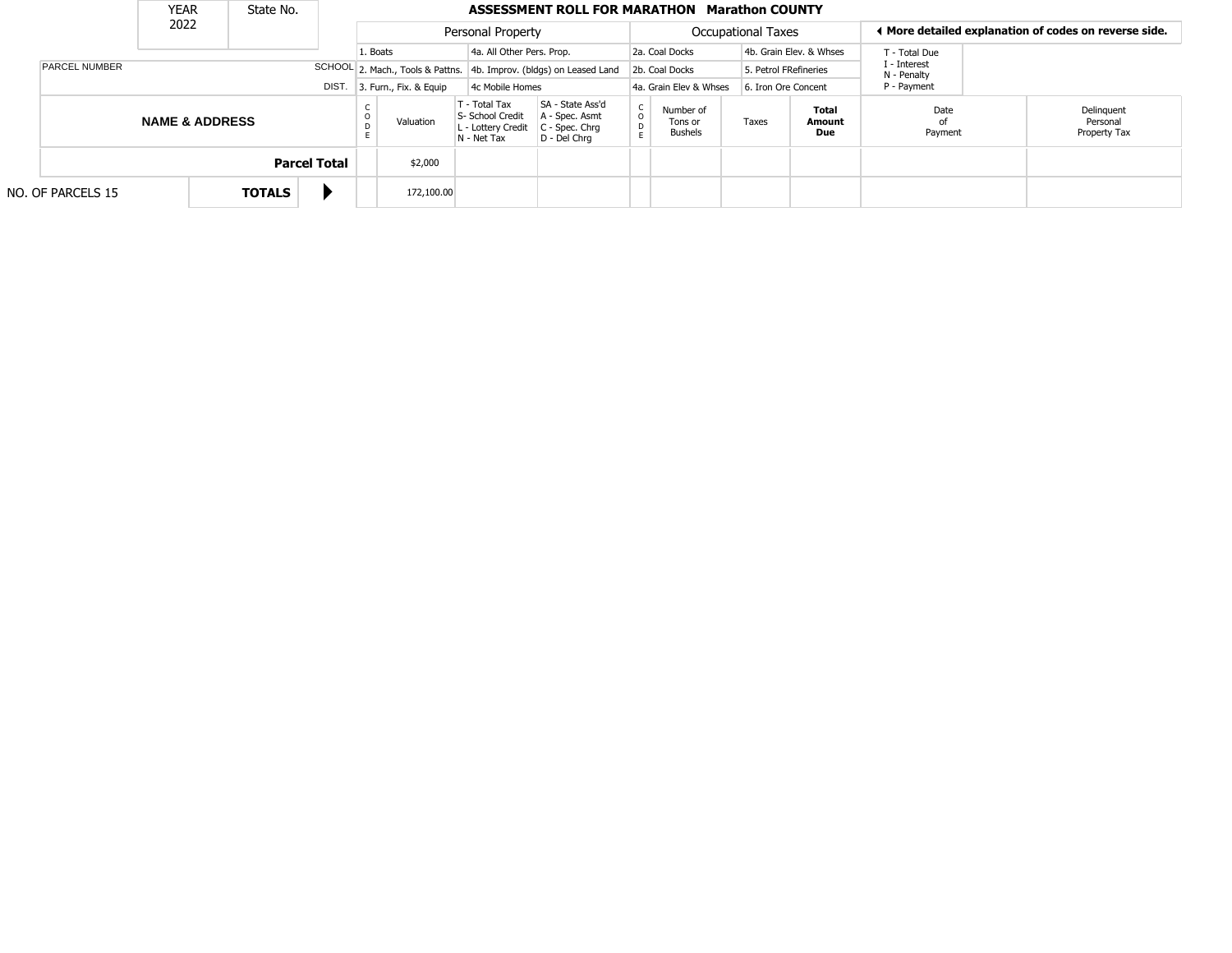| YEAR | State No. |
|---|---|
| 2022 | |

**ASSESSMENT ROLL FOR MARATHON Marathon COUNTY**

| Personal Property | | Occupational Taxes | | ◀ More detailed explanation of codes on reverse side. |
|---|---|---|---|---|
| 1. Boats | 4a. All Other Pers. Prop. | 2a. Coal Docks | 4b. Grain Elev. & Whses | T - Total Due<br>I - Interest<br>N - Penalty<br>P - Payment |
| 2. Mach., Tools & Pattns. | 4b. Improv. (bldgs) on Leased Land | 2b. Coal Docks | 5. Petrol FRefineries | |
| 3. Furn., Fix. & Equip | 4c Mobile Homes | 4a. Grain Elev & Whses | 6. Iron Ore Concent | |

| PARCEL NUMBER / NAME & ADDRESS | SCHOOL DIST. | CODE | Valuation | T - Total Tax<br>S- School Credit<br>L - Lottery Credit<br>N - Net Tax | SA - State Ass'd<br>A - Spec. Asmt<br>C - Spec. Chrg<br>D - Del Chrg | CODE | Number of Tons or Bushels | Taxes | **Total Amount Due** | Date of Payment | Delinquent Personal Property Tax |
|---|---|---|---|---|---|---|---|---|---|---|---|
| **Parcel Total** | | | $2,000 | | | | | | | | |
| NO. OF PARCELS 15 **TOTALS** | ▶ | | 172,100.00 | | | | | | | | |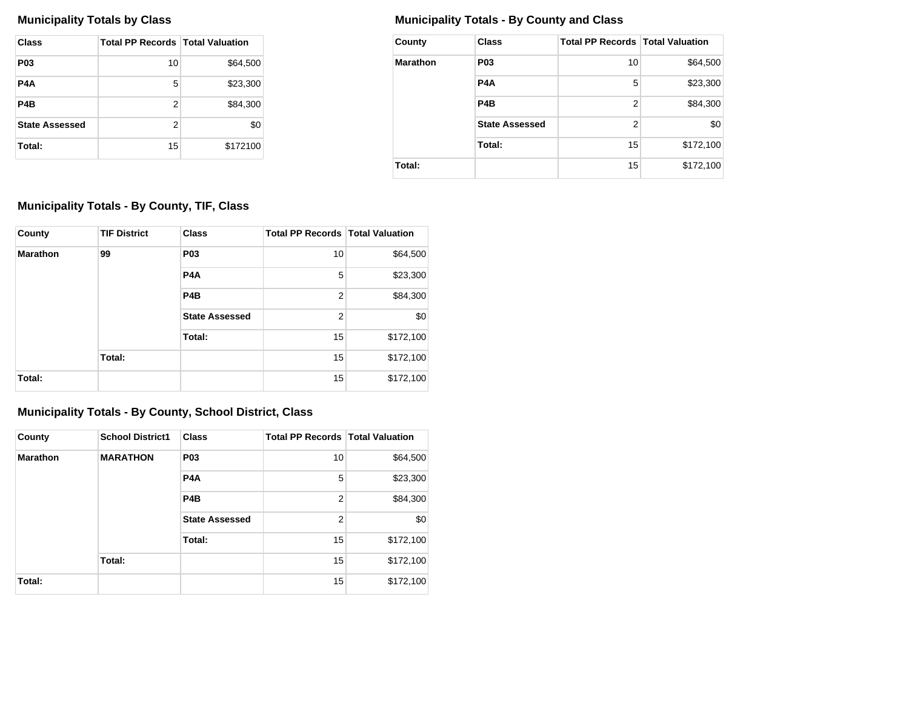### Municipality Totals by Class

| Class | Total PP Records | Total Valuation |
|---|---|---|
| **P03** | 10 | $64,500 |
| **P4A** | 5 | $23,300 |
| **P4B** | 2 | $84,300 |
| **State Assessed** | 2 | $0 |
| **Total:** | 15 | $172100 |

### Municipality Totals - By County and Class

| County | Class | Total PP Records | Total Valuation |
|---|---|---|---|
| **Marathon** | **P03** | 10 | $64,500 |
| | **P4A** | 5 | $23,300 |
| | **P4B** | 2 | $84,300 |
| | **State Assessed** | 2 | $0 |
| | **Total:** | 15 | $172,100 |
| **Total:** | | 15 | $172,100 |

### Municipality Totals - By County, TIF, Class

| County | TIF District | Class | Total PP Records | Total Valuation |
|---|---|---|---|---|
| **Marathon** | **99** | **P03** | 10 | $64,500 |
| | | **P4A** | 5 | $23,300 |
| | | **P4B** | 2 | $84,300 |
| | | **State Assessed** | 2 | $0 |
| | | **Total:** | 15 | $172,100 |
| | **Total:** | | 15 | $172,100 |
| **Total:** | | | 15 | $172,100 |

### Municipality Totals - By County, School District, Class

| County | School District1 | Class | Total PP Records | Total Valuation |
|---|---|---|---|---|
| **Marathon** | **MARATHON** | **P03** | 10 | $64,500 |
| | | **P4A** | 5 | $23,300 |
| | | **P4B** | 2 | $84,300 |
| | | **State Assessed** | 2 | $0 |
| | | **Total:** | 15 | $172,100 |
| | **Total:** | | 15 | $172,100 |
| **Total:** | | | 15 | $172,100 |